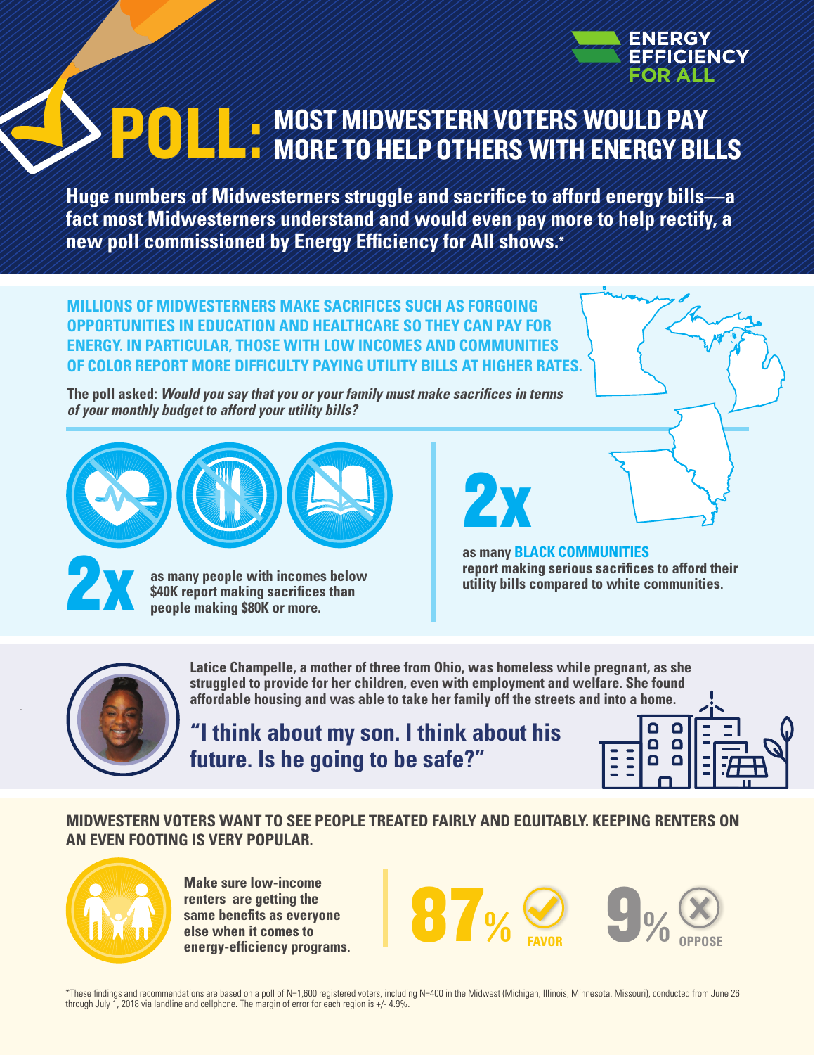ENERGY EFFICIENCY FOR ALL

# POLL: MOST MIDWESTERN VOTERS WOULD PAY MORE TO HELP OTHERS WITH ENERGY BILLS

**Huge numbers of Midwesterners struggle and sacrifice to afford energy bills—a fact most Midwesterners understand and would even pay more to help rectify, a new poll commissioned by Energy Efficiency for All shows.***

## MILLIONS OF MIDWESTERNERS MAKE SACRIFICES SUCH AS FORGOING OPPORTUNITIES IN EDUCATION AND HEALTHCARE SO THEY CAN PAY FOR ENERGY. IN PARTICULAR, THOSE WITH LOW INCOMES AND COMMUNITIES OF COLOR REPORT MORE DIFFICULTY PAYING UTILITY BILLS AT HIGHER RATES.

**The poll asked:** ***Would you say that you or your family must make sacrifices in terms of your monthly budget to afford your utility bills?***

**2x** as many people with incomes below $40K report making sacrifices than people making $80K or more.

**2x** as many **BLACK COMMUNITIES** report making serious sacrifices to afford their utility bills compared to white communities.

**Latice Champelle, a mother of three from Ohio, was homeless while pregnant, as she struggled to provide for her children, even with employment and welfare. She found affordable housing and was able to take her family off the streets and into a home.**

> **"I think about my son. I think about his future. Is he going to be safe?"**

## MIDWESTERN VOTERS WANT TO SEE PEOPLE TREATED FAIRLY AND EQUITABLY. KEEPING RENTERS ON AN EVEN FOOTING IS VERY POPULAR.

**Make sure low-income renters are getting the same benefits as everyone else when it comes to energy-efficiency programs.**

**87%** FAVOR

**9%** OPPOSE

*These findings and recommendations are based on a poll of N=1,600 registered voters, including N=400 in the Midwest (Michigan, Illinois, Minnesota, Missouri), conducted from June 26 through July 1, 2018 via landline and cellphone. The margin of error for each region is +/- 4.9%.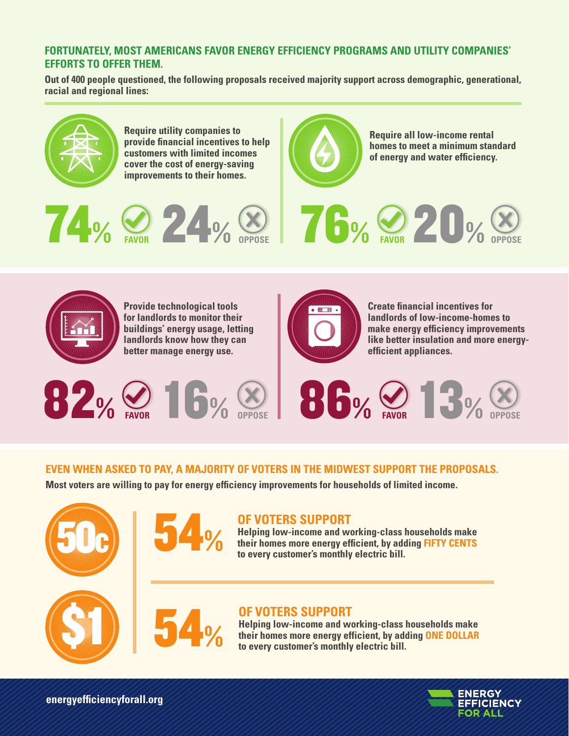## FORTUNATELY, MOST AMERICANS FAVOR ENERGY EFFICIENCY PROGRAMS AND UTILITY COMPANIES' EFFORTS TO OFFER THEM.

**Out of 400 people questioned, the following proposals received majority support across demographic, generational, racial and regional lines:**

**Require utility companies to provide financial incentives to help customers with limited incomes cover the cost of energy-saving improvements to their homes.**

74% FAVOR 24% OPPOSE

**Require all low-income rental homes to meet a minimum standard of energy and water efficiency.**

76% FAVOR 20% OPPOSE

**Provide technological tools for landlords to monitor their buildings' energy usage, letting landlords know how they can better manage energy use.**

82% FAVOR 16% OPPOSE

**Create financial incentives for landlords of low-income-homes to make energy efficiency improvements like better insulation and more energy-efficient appliances.**

86% FAVOR 13% OPPOSE

## EVEN WHEN ASKED TO PAY, A MAJORITY OF VOTERS IN THE MIDWEST SUPPORT THE PROPOSALS.

**Most voters are willing to pay for energy efficiency improvements for households of limited income.**

50c

**54% OF VOTERS SUPPORT**
Helping low-income and working-class households make their homes more energy efficient, by adding **FIFTY CENTS** to every customer's monthly electric bill.

$1

**54% OF VOTERS SUPPORT**
Helping low-income and working-class households make their homes more energy efficient, by adding **ONE DOLLAR** to every customer's monthly electric bill.

energyefficiencyforall.org

ENERGY EFFICIENCY FOR ALL